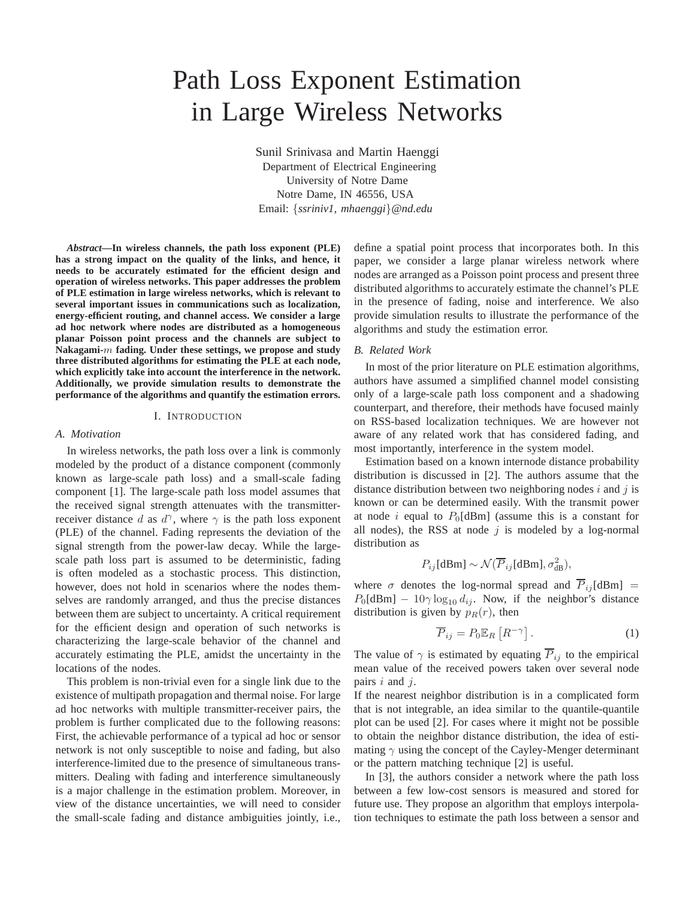# Path Loss Exponent Estimation in Large Wireless Networks

Sunil Srinivasa and Martin Haenggi
Department of Electrical Engineering
University of Notre Dame
Notre Dame, IN 46556, USA
Email: {ssriniv1, mhaenggi}@nd.edu

***Abstract*—In wireless channels, the path loss exponent (PLE) has a strong impact on the quality of the links, and hence, it needs to be accurately estimated for the efficient design and operation of wireless networks. This paper addresses the problem of PLE estimation in large wireless networks, which is relevant to several important issues in communications such as localization, energy-efficient routing, and channel access. We consider a large ad hoc network where nodes are distributed as a homogeneous planar Poisson point process and the channels are subject to Nakagami-$m$ fading. Under these settings, we propose and study three distributed algorithms for estimating the PLE at each node, which explicitly take into account the interference in the network. Additionally, we provide simulation results to demonstrate the performance of the algorithms and quantify the estimation errors.**

## I. Introduction

### A. Motivation

In wireless networks, the path loss over a link is commonly modeled by the product of a distance component (commonly known as large-scale path loss) and a small-scale fading component [1]. The large-scale path loss model assumes that the received signal strength attenuates with the transmitter-receiver distance $d$ as $d^{\gamma}$, where $\gamma$ is the path loss exponent (PLE) of the channel. Fading represents the deviation of the signal strength from the power-law decay. While the large-scale path loss part is assumed to be deterministic, fading is often modeled as a stochastic process. This distinction, however, does not hold in scenarios where the nodes themselves are randomly arranged, and thus the precise distances between them are subject to uncertainty. A critical requirement for the efficient design and operation of such networks is characterizing the large-scale behavior of the channel and accurately estimating the PLE, amidst the uncertainty in the locations of the nodes.

This problem is non-trivial even for a single link due to the existence of multipath propagation and thermal noise. For large ad hoc networks with multiple transmitter-receiver pairs, the problem is further complicated due to the following reasons: First, the achievable performance of a typical ad hoc or sensor network is not only susceptible to noise and fading, but also interference-limited due to the presence of simultaneous transmitters. Dealing with fading and interference simultaneously is a major challenge in the estimation problem. Moreover, in view of the distance uncertainties, we will need to consider the small-scale fading and distance ambiguities jointly, i.e., define a spatial point process that incorporates both. In this paper, we consider a large planar wireless network where nodes are arranged as a Poisson point process and present three distributed algorithms to accurately estimate the channel's PLE in the presence of fading, noise and interference. We also provide simulation results to illustrate the performance of the algorithms and study the estimation error.

### B. Related Work

In most of the prior literature on PLE estimation algorithms, authors have assumed a simplified channel model consisting only of a large-scale path loss component and a shadowing counterpart, and therefore, their methods have focused mainly on RSS-based localization techniques. We are however not aware of any related work that has considered fading, and most importantly, interference in the system model.

Estimation based on a known internode distance probability distribution is discussed in [2]. The authors assume that the distance distribution between two neighboring nodes $i$ and $j$ is known or can be determined easily. With the transmit power at node $i$ equal to $P_0$[dBm] (assume this is a constant for all nodes), the RSS at node $j$ is modeled by a log-normal distribution as

$$P_{ij}[\text{dBm}] \sim \mathcal{N}(\overline{P}_{ij}[\text{dBm}], \sigma^2_{\text{dB}}),$$

where $\sigma$ denotes the log-normal spread and $\overline{P}_{ij}[\text{dBm}] = P_0[\text{dBm}] - 10\gamma \log_{10} d_{ij}$. Now, if the neighbor's distance distribution is given by $p_R(r)$, then

$$\overline{P}_{ij} = P_0 \mathbb{E}_R \left[R^{-\gamma}\right]. \tag{1}$$

The value of $\gamma$ is estimated by equating $\overline{P}_{ij}$ to the empirical mean value of the received powers taken over several node pairs $i$ and $j$.

If the nearest neighbor distribution is in a complicated form that is not integrable, an idea similar to the quantile-quantile plot can be used [2]. For cases where it might not be possible to obtain the neighbor distance distribution, the idea of estimating $\gamma$ using the concept of the Cayley-Menger determinant or the pattern matching technique [2] is useful.

In [3], the authors consider a network where the path loss between a few low-cost sensors is measured and stored for future use. They propose an algorithm that employs interpolation techniques to estimate the path loss between a sensor and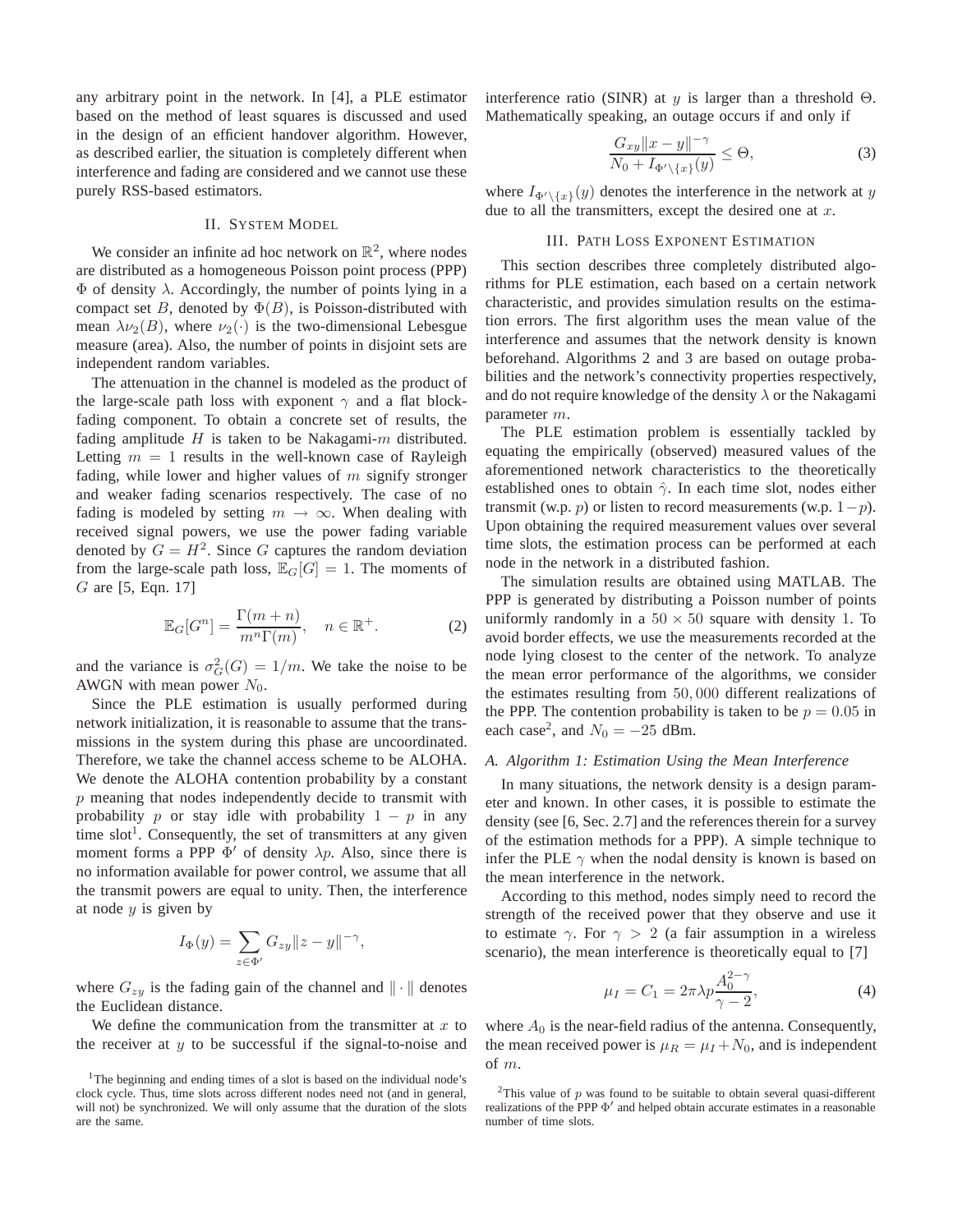any arbitrary point in the network. In [4], a PLE estimator based on the method of least squares is discussed and used in the design of an efficient handover algorithm. However, as described earlier, the situation is completely different when interference and fading are considered and we cannot use these purely RSS-based estimators.

## II. System Model

We consider an infinite ad hoc network on $\mathbb{R}^2$, where nodes are distributed as a homogeneous Poisson point process (PPP) $\Phi$ of density $\lambda$. Accordingly, the number of points lying in a compact set $B$, denoted by $\Phi(B)$, is Poisson-distributed with mean $\lambda\nu_2(B)$, where $\nu_2(\cdot)$ is the two-dimensional Lebesgue measure (area). Also, the number of points in disjoint sets are independent random variables.

The attenuation in the channel is modeled as the product of the large-scale path loss with exponent $\gamma$ and a flat block-fading component. To obtain a concrete set of results, the fading amplitude $H$ is taken to be Nakagami-$m$ distributed. Letting $m = 1$ results in the well-known case of Rayleigh fading, while lower and higher values of $m$ signify stronger and weaker fading scenarios respectively. The case of no fading is modeled by setting $m \to \infty$. When dealing with received signal powers, we use the power fading variable denoted by $G = H^2$. Since $G$ captures the random deviation from the large-scale path loss, $\mathbb{E}_G[G] = 1$. The moments of $G$ are [5, Eqn. 17]

$$\mathbb{E}_G[G^n] = \frac{\Gamma(m+n)}{m^n\Gamma(m)}, \quad n \in \mathbb{R}^+. \tag{2}$$

and the variance is $\sigma_G^2(G) = 1/m$. We take the noise to be AWGN with mean power $N_0$.

Since the PLE estimation is usually performed during network initialization, it is reasonable to assume that the transmissions in the system during this phase are uncoordinated. Therefore, we take the channel access scheme to be ALOHA. We denote the ALOHA contention probability by a constant $p$ meaning that nodes independently decide to transmit with probability $p$ or stay idle with probability $1 - p$ in any time slot[1]. Consequently, the set of transmitters at any given moment forms a PPP $\Phi'$ of density $\lambda p$. Also, since there is no information available for power control, we assume that all the transmit powers are equal to unity. Then, the interference at node $y$ is given by

$$I_\Phi(y) = \sum_{z\in\Phi'} G_{zy}\|z-y\|^{-\gamma},$$

where $G_{zy}$ is the fading gain of the channel and $\|\cdot\|$ denotes the Euclidean distance.

We define the communication from the transmitter at $x$ to the receiver at $y$ to be successful if the signal-to-noise and interference ratio (SINR) at $y$ is larger than a threshold $\Theta$. Mathematically speaking, an outage occurs if and only if

$$\frac{G_{xy}\|x-y\|^{-\gamma}}{N_0 + I_{\Phi'\setminus\{x\}}(y)} \le \Theta, \tag{3}$$

where $I_{\Phi'\setminus\{x\}}(y)$ denotes the interference in the network at $y$ due to all the transmitters, except the desired one at $x$.

[1] The beginning and ending times of a slot is based on the individual node's clock cycle. Thus, time slots across different nodes need not (and in general, will not) be synchronized. We will only assume that the duration of the slots are the same.

## III. Path Loss Exponent Estimation

This section describes three completely distributed algorithms for PLE estimation, each based on a certain network characteristic, and provides simulation results on the estimation errors. The first algorithm uses the mean value of the interference and assumes that the network density is known beforehand. Algorithms 2 and 3 are based on outage probabilities and the network's connectivity properties respectively, and do not require knowledge of the density $\lambda$ or the Nakagami parameter $m$.

The PLE estimation problem is essentially tackled by equating the empirically (observed) measured values of the aforementioned network characteristics to the theoretically established ones to obtain $\hat{\gamma}$. In each time slot, nodes either transmit (w.p. $p$) or listen to record measurements (w.p. $1-p$). Upon obtaining the required measurement values over several time slots, the estimation process can be performed at each node in the network in a distributed fashion.

The simulation results are obtained using MATLAB. The PPP is generated by distributing a Poisson number of points uniformly randomly in a $50 \times 50$ square with density 1. To avoid border effects, we use the measurements recorded at the node lying closest to the center of the network. To analyze the mean error performance of the algorithms, we consider the estimates resulting from $50,000$ different realizations of the PPP. The contention probability is taken to be $p = 0.05$ in each case[2], and $N_0 = -25$ dBm.

### A. Algorithm 1: Estimation Using the Mean Interference

In many situations, the network density is a design parameter and known. In other cases, it is possible to estimate the density (see [6, Sec. 2.7] and the references therein for a survey of the estimation methods for a PPP). A simple technique to infer the PLE $\gamma$ when the nodal density is known is based on the mean interference in the network.

According to this method, nodes simply need to record the strength of the received power that they observe and use it to estimate $\gamma$. For $\gamma > 2$ (a fair assumption in a wireless scenario), the mean interference is theoretically equal to [7]

$$\mu_I = C_1 = 2\pi\lambda p\frac{A_0^{2-\gamma}}{\gamma-2}, \tag{4}$$

where $A_0$ is the near-field radius of the antenna. Consequently, the mean received power is $\mu_R = \mu_I + N_0$, and is independent of $m$.

[2] This value of $p$ was found to be suitable to obtain several quasi-different realizations of the PPP $\Phi'$ and helped obtain accurate estimates in a reasonable number of time slots.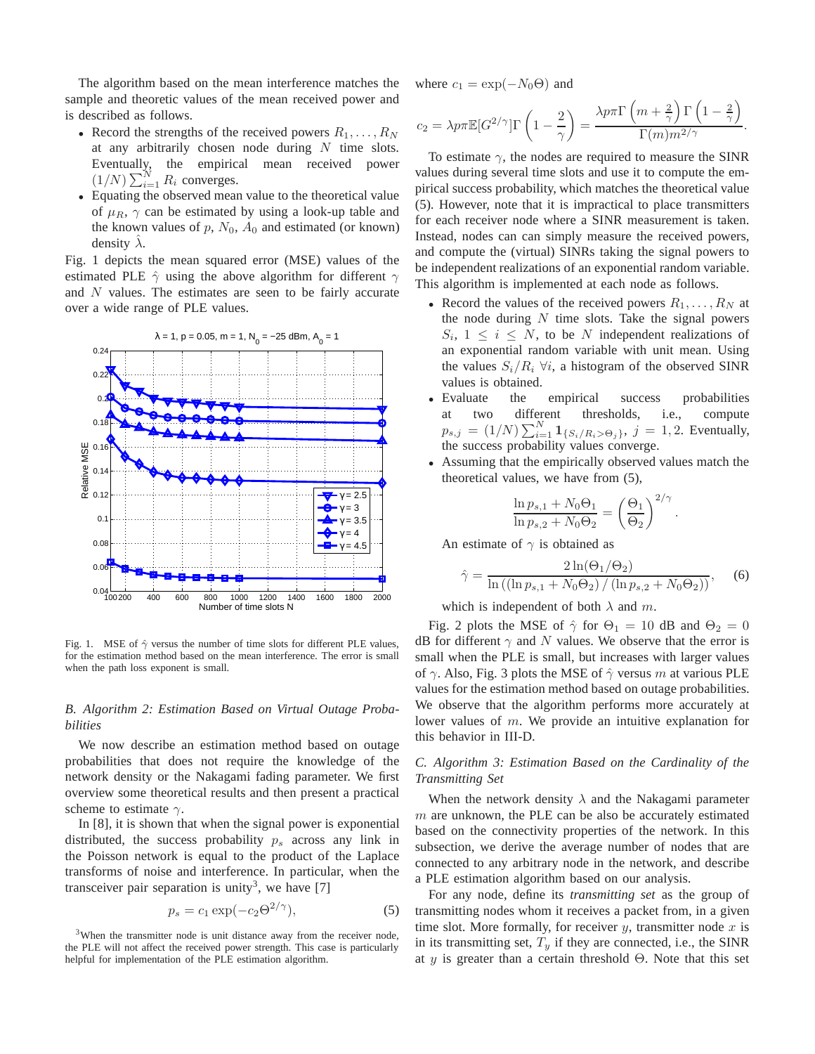The algorithm based on the mean interference matches the sample and theoretic values of the mean received power and is described as follows.

- Record the strengths of the received powers $R_1, \ldots, R_N$ at any arbitrarily chosen node during $N$ time slots. Eventually, the empirical mean received power $(1/N)\sum_{i=1}^{N} R_i$ converges.
- Equating the observed mean value to the theoretical value of $\mu_R$, $\gamma$ can be estimated by using a look-up table and the known values of $p$, $N_0$, $A_0$ and estimated (or known) density $\hat{\lambda}$.

Fig. 1 depicts the mean squared error (MSE) values of the estimated PLE $\hat{\gamma}$ using the above algorithm for different $\gamma$ and $N$ values. The estimates are seen to be fairly accurate over a wide range of PLE values.

Fig. 1. MSE of $\hat{\gamma}$ versus the number of time slots for different PLE values, for the estimation method based on the mean interference. The error is small when the path loss exponent is small.

### B. Algorithm 2: Estimation Based on Virtual Outage Probabilities

We now describe an estimation method based on outage probabilities that does not require the knowledge of the network density or the Nakagami fading parameter. We first overview some theoretical results and then present a practical scheme to estimate $\gamma$.

In [8], it is shown that when the signal power is exponential distributed, the success probability $p_s$ across any link in the Poisson network is equal to the product of the Laplace transforms of noise and interference. In particular, when the transceiver pair separation is unity[3], we have [7]

$$p_s = c_1 \exp(-c_2 \Theta^{2/\gamma}), \tag{5}$$

where $c_1 = \exp(-N_0\Theta)$ and

$$c_2 = \lambda p \pi \mathbb{E}[G^{2/\gamma}]\Gamma\left(1 - \frac{2}{\gamma}\right) = \frac{\lambda p \pi \Gamma\left(m + \frac{2}{\gamma}\right)\Gamma\left(1 - \frac{2}{\gamma}\right)}{\Gamma(m) m^{2/\gamma}}.$$

To estimate $\gamma$, the nodes are required to measure the SINR values during several time slots and use it to compute the empirical success probability, which matches the theoretical value (5). However, note that it is impractical to place transmitters for each receiver node where a SINR measurement is taken. Instead, nodes can can simply measure the received powers, and compute the (virtual) SINRs taking the signal powers to be independent realizations of an exponential random variable. This algorithm is implemented at each node as follows.

- Record the values of the received powers $R_1, \ldots, R_N$ at the node during $N$ time slots. Take the signal powers $S_i$, $1 \leq i \leq N$, to be $N$ independent realizations of an exponential random variable with unit mean. Using the values $S_i/R_i \; \forall i$, a histogram of the observed SINR values is obtained.
- Evaluate the empirical success probabilities at two different thresholds, i.e., compute $p_{s,j} = (1/N)\sum_{i=1}^{N} \mathbf{1}_{\{S_i/R_i > \Theta_j\}}$, $j = 1, 2$. Eventually, the success probability values converge.
- Assuming that the empirically observed values match the theoretical values, we have from (5),

$$\frac{\ln p_{s,1} + N_0\Theta_1}{\ln p_{s,2} + N_0\Theta_2} = \left(\frac{\Theta_1}{\Theta_2}\right)^{2/\gamma}.$$

  An estimate of $\gamma$ is obtained as

$$\hat{\gamma} = \frac{2\ln(\Theta_1/\Theta_2)}{\ln\left(\left(\ln p_{s,1} + N_0\Theta_2\right)/\left(\ln p_{s,2} + N_0\Theta_2\right)\right)}, \tag{6}$$

  which is independent of both $\lambda$ and $m$.

Fig. 2 plots the MSE of $\hat{\gamma}$ for $\Theta_1 = 10$ dB and $\Theta_2 = 0$ dB for different $\gamma$ and $N$ values. We observe that the error is small when the PLE is small, but increases with larger values of $\gamma$. Also, Fig. 3 plots the MSE of $\hat{\gamma}$ versus $m$ at various PLE values for the estimation method based on outage probabilities. We observe that the algorithm performs more accurately at lower values of $m$. We provide an intuitive explanation for this behavior in III-D.

### C. Algorithm 3: Estimation Based on the Cardinality of the Transmitting Set

When the network density $\lambda$ and the Nakagami parameter $m$ are unknown, the PLE can be also be accurately estimated based on the connectivity properties of the network. In this subsection, we derive the average number of nodes that are connected to any arbitrary node in the network, and describe a PLE estimation algorithm based on our analysis.

For any node, define its *transmitting set* as the group of transmitting nodes whom it receives a packet from, in a given time slot. More formally, for receiver $y$, transmitter node $x$ is in its transmitting set, $T_y$ if they are connected, i.e., the SINR at $y$ is greater than a certain threshold $\Theta$. Note that this set

[3] When the transmitter node is unit distance away from the receiver node, the PLE will not affect the received power strength. This case is particularly helpful for implementation of the PLE estimation algorithm.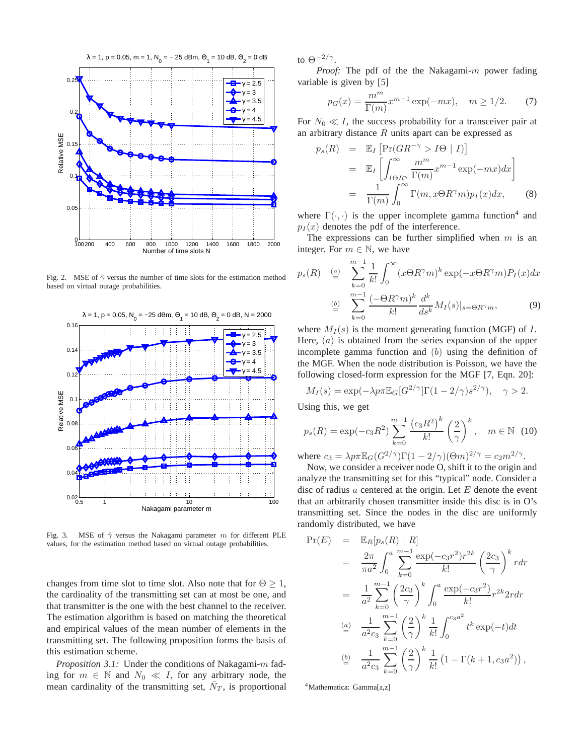Fig. 2. MSE of $\hat{\gamma}$ versus the number of time slots for the estimation method based on virtual outage probabilities.

Fig. 3. MSE of $\hat{\gamma}$ versus the Nakagami parameter $m$ for different PLE values, for the estimation method based on virtual outage probabilities.

changes from time slot to time slot. Also note that for $\Theta \geq 1$, the cardinality of the transmitting set can at most be one, and that transmitter is the one with the best channel to the receiver. The estimation algorithm is based on matching the theoretical and empirical values of the mean number of elements in the transmitting set. The following proposition forms the basis of this estimation scheme.

*Proposition 3.1:* Under the conditions of Nakagami-$m$ fading for $m \in \mathbb{N}$ and $N_0 \ll I$, for any arbitrary node, the mean cardinality of the transmitting set, $\bar{N}_T$, is proportional to $\Theta^{-2/\gamma}$.

*Proof:* The pdf of the the Nakagami-$m$ power fading variable is given by [5]

$$p_G(x) = \frac{m^m}{\Gamma(m)} x^{m-1} \exp(-mx), \quad m \geq 1/2. \qquad (7)$$

For $N_0 \ll I$, the success probability for a transceiver pair at an arbitrary distance $R$ units apart can be expressed as

$$\begin{aligned} p_s(R) &= \mathbb{E}_I \left[ \Pr(GR^{-\gamma} > I\Theta \mid I) \right] \\ &= \mathbb{E}_I \left[ \int_{I\Theta R^\gamma}^{\infty} \frac{m^m}{\Gamma(m)} x^{m-1} \exp(-mx) dx \right] \\ &= \frac{1}{\Gamma(m)} \int_0^\infty \Gamma(m, x\Theta R^\gamma m) p_I(x) dx, \end{aligned} \qquad (8)$$

where $\Gamma(\cdot, \cdot)$ is the upper incomplete gamma function[4] and $p_I(x)$ denotes the pdf of the interference.

The expressions can be further simplified when $m$ is an integer. For $m \in \mathbb{N}$, we have

$$\begin{aligned} p_s(R) &\overset{(a)}{=} \sum_{k=0}^{m-1} \frac{1}{k!} \int_0^\infty (x\Theta R^\gamma m)^k \exp(-x\Theta R^\gamma m) P_I(x) dx \\ &\overset{(b)}{=} \sum_{k=0}^{m-1} \frac{(-\Theta R^\gamma m)^k}{k!} \frac{d^k}{ds^k} M_I(s)|_{s=\Theta R^\gamma m}, \end{aligned} \qquad (9)$$

where $M_I(s)$ is the moment generating function (MGF) of $I$. Here, $(a)$ is obtained from the series expansion of the upper incomplete gamma function and $(b)$ using the definition of the MGF. When the node distribution is Poisson, we have the following closed-form expression for the MGF [7, Eqn. 20]:

$$M_I(s) = \exp(-\lambda p \pi \mathbb{E}_G[G^{2/\gamma}] \Gamma(1 - 2/\gamma) s^{2/\gamma}), \quad \gamma > 2.$$

Using this, we get

$$p_s(R) = \exp(-c_3 R^2) \sum_{k=0}^{m-1} \frac{\left(c_3 R^2\right)^k}{k!} \left(\frac{2}{\gamma}\right)^k, \quad m \in \mathbb{N} \quad (10)$$

where $c_3 = \lambda p \pi \mathbb{E}_G(G^{2/\gamma}) \Gamma(1 - 2/\gamma)(\Theta m)^{2/\gamma} = c_2 m^{2/\gamma}$.

Now, we consider a receiver node O, shift it to the origin and analyze the transmitting set for this "typical" node. Consider a disc of radius $a$ centered at the origin. Let $E$ denote the event that an arbitrarily chosen transmitter inside this disc is in O's transmitting set. Since the nodes in the disc are uniformly randomly distributed, we have

$$\begin{aligned} \Pr(E) &= \mathbb{E}_R[p_s(R) \mid R] \\ &= \frac{2\pi}{\pi a^2} \int_0^a \sum_{k=0}^{m-1} \frac{\exp(-c_3 r^2) r^{2k}}{k!} \left(\frac{2c_3}{\gamma}\right)^k r dr \\ &= \frac{1}{a^2} \sum_{k=0}^{m-1} \left(\frac{2c_3}{\gamma}\right)^k \int_0^a \frac{\exp(-c_3 r^2)}{k!} r^{2k} 2r dr \\ &\overset{(a)}{=} \frac{1}{a^2 c_3} \sum_{k=0}^{m-1} \left(\frac{2}{\gamma}\right)^k \frac{1}{k!} \int_0^{c_3 a^2} t^k \exp(-t) dt \\ &\overset{(b)}{=} \frac{1}{a^2 c_3} \sum_{k=0}^{m-1} \left(\frac{2}{\gamma}\right)^k \frac{1}{k!} \left(1 - \Gamma(k+1, c_3 a^2)\right), \end{aligned}$$

[4] Mathematica: Gamma[a,z]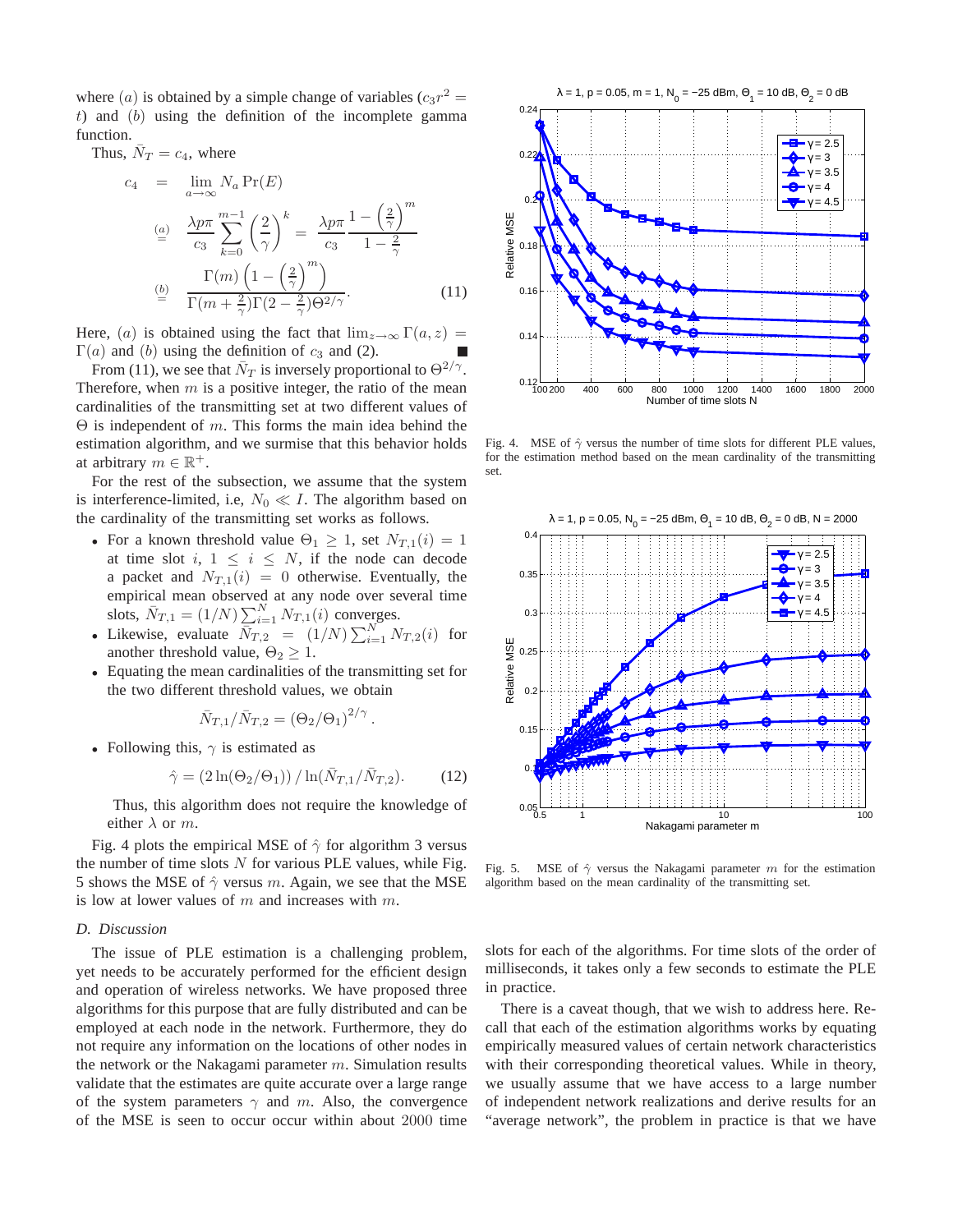where $(a)$ is obtained by a simple change of variables ($c_3 r^2 = t$) and $(b)$ using the definition of the incomplete gamma function.

Thus, $\bar{N}_T = c_4$, where

$$
\begin{aligned}
c_4 &= \lim_{a\to\infty} N_a \Pr(E) \\
&\overset{(a)}{=} \frac{\lambda p \pi}{c_3} \sum_{k=0}^{m-1} \left(\frac{2}{\gamma}\right)^k = \frac{\lambda p \pi}{c_3} \frac{1-\left(\frac{2}{\gamma}\right)^m}{1-\frac{2}{\gamma}} \\
&\overset{(b)}{=} \frac{\Gamma(m)\left(1-\left(\frac{2}{\gamma}\right)^m\right)}{\Gamma(m+\frac{2}{\gamma})\Gamma(2-\frac{2}{\gamma})\Theta^{2/\gamma}}. \qquad (11)
\end{aligned}
$$

Here, $(a)$ is obtained using the fact that $\lim_{z\to\infty}\Gamma(a,z) = \Gamma(a)$ and $(b)$ using the definition of $c_3$ and (2). ∎

From (11), we see that $\bar{N}_T$ is inversely proportional to $\Theta^{2/\gamma}$. Therefore, when $m$ is a positive integer, the ratio of the mean cardinalities of the transmitting set at two different values of $\Theta$ is independent of $m$. This forms the main idea behind the estimation algorithm, and we surmise that this behavior holds at arbitrary $m \in \mathbb{R}^+$.

For the rest of the subsection, we assume that the system is interference-limited, i.e, $N_0 \ll I$. The algorithm based on the cardinality of the transmitting set works as follows.

- For a known threshold value $\Theta_1 \geq 1$, set $N_{T,1}(i) = 1$ at time slot $i$, $1 \leq i \leq N$, if the node can decode a packet and $N_{T,1}(i) = 0$ otherwise. Eventually, the empirical mean observed at any node over several time slots, $\bar{N}_{T,1} = (1/N)\sum_{i=1}^{N} N_{T,1}(i)$ converges.
- Likewise, evaluate $\bar{N}_{T,2} = (1/N)\sum_{i=1}^{N} N_{T,2}(i)$ for another threshold value, $\Theta_2 \geq 1$.
- Equating the mean cardinalities of the transmitting set for the two different threshold values, we obtain

$$\bar{N}_{T,1}/\bar{N}_{T,2} = \left(\Theta_2/\Theta_1\right)^{2/\gamma}.$$

- Following this, $\gamma$ is estimated as

$$\hat{\gamma} = \left(2\ln(\Theta_2/\Theta_1)\right)/\ln(\bar{N}_{T,1}/\bar{N}_{T,2}). \qquad (12)$$

Thus, this algorithm does not require the knowledge of either $\lambda$ or $m$.

Fig. 4 plots the empirical MSE of $\hat{\gamma}$ for algorithm 3 versus the number of time slots $N$ for various PLE values, while Fig. 5 shows the MSE of $\hat{\gamma}$ versus $m$. Again, we see that the MSE is low at lower values of $m$ and increases with $m$.

Fig. 4. MSE of $\hat{\gamma}$ versus the number of time slots for different PLE values, for the estimation method based on the mean cardinality of the transmitting set.

Fig. 5. MSE of $\hat{\gamma}$ versus the Nakagami parameter $m$ for the estimation algorithm based on the mean cardinality of the transmitting set.

### D. Discussion

The issue of PLE estimation is a challenging problem, yet needs to be accurately performed for the efficient design and operation of wireless networks. We have proposed three algorithms for this purpose that are fully distributed and can be employed at each node in the network. Furthermore, they do not require any information on the locations of other nodes in the network or the Nakagami parameter $m$. Simulation results validate that the estimates are quite accurate over a large range of the system parameters $\gamma$ and $m$. Also, the convergence of the MSE is seen to occur occur within about 2000 time slots for each of the algorithms. For time slots of the order of milliseconds, it takes only a few seconds to estimate the PLE in practice.

There is a caveat though, that we wish to address here. Recall that each of the estimation algorithms works by equating empirically measured values of certain network characteristics with their corresponding theoretical values. While in theory, we usually assume that we have access to a large number of independent network realizations and derive results for an "average network", the problem in practice is that we have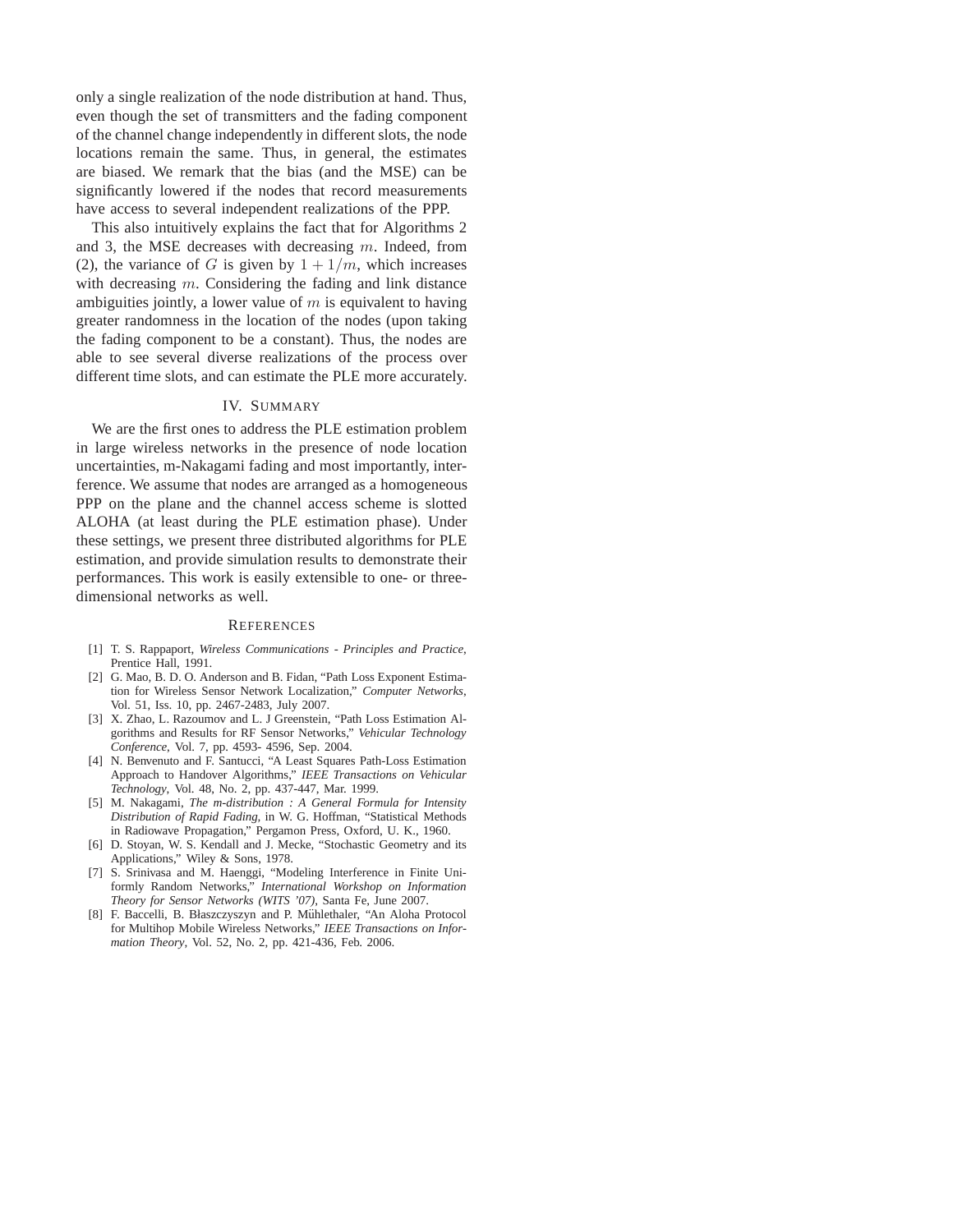only a single realization of the node distribution at hand. Thus, even though the set of transmitters and the fading component of the channel change independently in different slots, the node locations remain the same. Thus, in general, the estimates are biased. We remark that the bias (and the MSE) can be significantly lowered if the nodes that record measurements have access to several independent realizations of the PPP.

This also intuitively explains the fact that for Algorithms 2 and 3, the MSE decreases with decreasing $m$. Indeed, from (2), the variance of $G$ is given by $1 + 1/m$, which increases with decreasing $m$. Considering the fading and link distance ambiguities jointly, a lower value of $m$ is equivalent to having greater randomness in the location of the nodes (upon taking the fading component to be a constant). Thus, the nodes are able to see several diverse realizations of the process over different time slots, and can estimate the PLE more accurately.

## IV. Summary

We are the first ones to address the PLE estimation problem in large wireless networks in the presence of node location uncertainties, m-Nakagami fading and most importantly, interference. We assume that nodes are arranged as a homogeneous PPP on the plane and the channel access scheme is slotted ALOHA (at least during the PLE estimation phase). Under these settings, we present three distributed algorithms for PLE estimation, and provide simulation results to demonstrate their performances. This work is easily extensible to one- or three-dimensional networks as well.

## References

[1] T. S. Rappaport, *Wireless Communications - Principles and Practice*, Prentice Hall, 1991.

[2] G. Mao, B. D. O. Anderson and B. Fidan, "Path Loss Exponent Estimation for Wireless Sensor Network Localization," *Computer Networks*, Vol. 51, Iss. 10, pp. 2467-2483, July 2007.

[3] X. Zhao, L. Razoumov and L. J Greenstein, "Path Loss Estimation Algorithms and Results for RF Sensor Networks," *Vehicular Technology Conference*, Vol. 7, pp. 4593- 4596, Sep. 2004.

[4] N. Benvenuto and F. Santucci, "A Least Squares Path-Loss Estimation Approach to Handover Algorithms," *IEEE Transactions on Vehicular Technology*, Vol. 48, No. 2, pp. 437-447, Mar. 1999.

[5] M. Nakagami, *The m-distribution : A General Formula for Intensity Distribution of Rapid Fading*, in W. G. Hoffman, "Statistical Methods in Radiowave Propagation," Pergamon Press, Oxford, U. K., 1960.

[6] D. Stoyan, W. S. Kendall and J. Mecke, "Stochastic Geometry and its Applications," Wiley & Sons, 1978.

[7] S. Srinivasa and M. Haenggi, "Modeling Interference in Finite Uniformly Random Networks," *International Workshop on Information Theory for Sensor Networks (WITS '07)*, Santa Fe, June 2007.

[8] F. Baccelli, B. Błaszczyszyn and P. Mühlethaler, "An Aloha Protocol for Multihop Mobile Wireless Networks," *IEEE Transactions on Information Theory*, Vol. 52, No. 2, pp. 421-436, Feb. 2006.